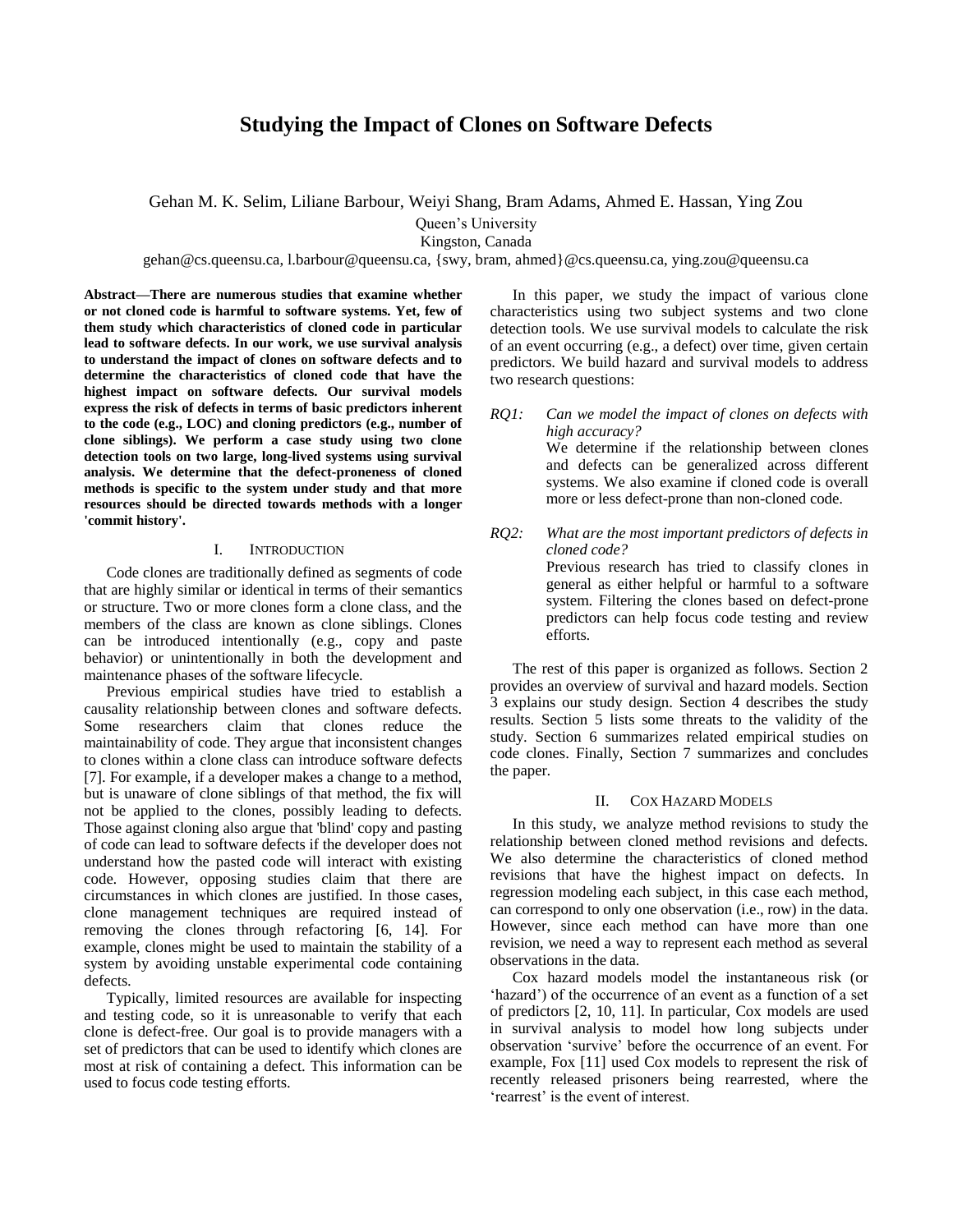# Studying the Impact of Clones on Software Defects

Gehan M. K. Selim, Liliane Barbour, Weiyi Shang, Bram Adams, Ahmed E. Hassan, Ying Zou

Queen's University

Kingston, Canada

gehan@cs.queensu.ca, l.barbour@queensu.ca, {swy, bram, ahmed}@cs.queensu.ca, ying.zou@queensu.ca

**Abstract—There are numerous studies that examine whether or not cloned code is harmful to software systems. Yet, few of them study which characteristics of cloned code in particular lead to software defects. In our work, we use survival analysis to understand the impact of clones on software defects and to determine the characteristics of cloned code that have the highest impact on software defects. Our survival models express the risk of defects in terms of basic predictors inherent to the code (e.g., LOC) and cloning predictors (e.g., number of clone siblings). We perform a case study using two clone detection tools on two large, long-lived systems using survival analysis. We determine that the defect-proneness of cloned methods is specific to the system under study and that more resources should be directed towards methods with a longer 'commit history'.**

## I. Introduction

Code clones are traditionally defined as segments of code that are highly similar or identical in terms of their semantics or structure. Two or more clones form a clone class, and the members of the class are known as clone siblings. Clones can be introduced intentionally (e.g., copy and paste behavior) or unintentionally in both the development and maintenance phases of the software lifecycle.

Previous empirical studies have tried to establish a causality relationship between clones and software defects. Some researchers claim that clones reduce the maintainability of code. They argue that inconsistent changes to clones within a clone class can introduce software defects [7]. For example, if a developer makes a change to a method, but is unaware of clone siblings of that method, the fix will not be applied to the clones, possibly leading to defects. Those against cloning also argue that 'blind' copy and pasting of code can lead to software defects if the developer does not understand how the pasted code will interact with existing code. However, opposing studies claim that there are circumstances in which clones are justified. In those cases, clone management techniques are required instead of removing the clones through refactoring [6, 14]. For example, clones might be used to maintain the stability of a system by avoiding unstable experimental code containing defects.

Typically, limited resources are available for inspecting and testing code, so it is unreasonable to verify that each clone is defect-free. Our goal is to provide managers with a set of predictors that can be used to identify which clones are most at risk of containing a defect. This information can be used to focus code testing efforts.

In this paper, we study the impact of various clone characteristics using two subject systems and two clone detection tools. We use survival models to calculate the risk of an event occurring (e.g., a defect) over time, given certain predictors. We build hazard and survival models to address two research questions:

*RQ1: Can we model the impact of clones on defects with high accuracy?*

We determine if the relationship between clones and defects can be generalized across different systems. We also examine if cloned code is overall more or less defect-prone than non-cloned code.

*RQ2: What are the most important predictors of defects in cloned code?*

Previous research has tried to classify clones in general as either helpful or harmful to a software system. Filtering the clones based on defect-prone predictors can help focus code testing and review efforts.

The rest of this paper is organized as follows. Section 2 provides an overview of survival and hazard models. Section 3 explains our study design. Section 4 describes the study results. Section 5 lists some threats to the validity of the study. Section 6 summarizes related empirical studies on code clones. Finally, Section 7 summarizes and concludes the paper.

## II. Cox Hazard Models

In this study, we analyze method revisions to study the relationship between cloned method revisions and defects. We also determine the characteristics of cloned method revisions that have the highest impact on defects. In regression modeling each subject, in this case each method, can correspond to only one observation (i.e., row) in the data. However, since each method can have more than one revision, we need a way to represent each method as several observations in the data.

Cox hazard models model the instantaneous risk (or 'hazard') of the occurrence of an event as a function of a set of predictors [2, 10, 11]. In particular, Cox models are used in survival analysis to model how long subjects under observation 'survive' before the occurrence of an event. For example, Fox [11] used Cox models to represent the risk of recently released prisoners being rearrested, where the 'rearrest' is the event of interest.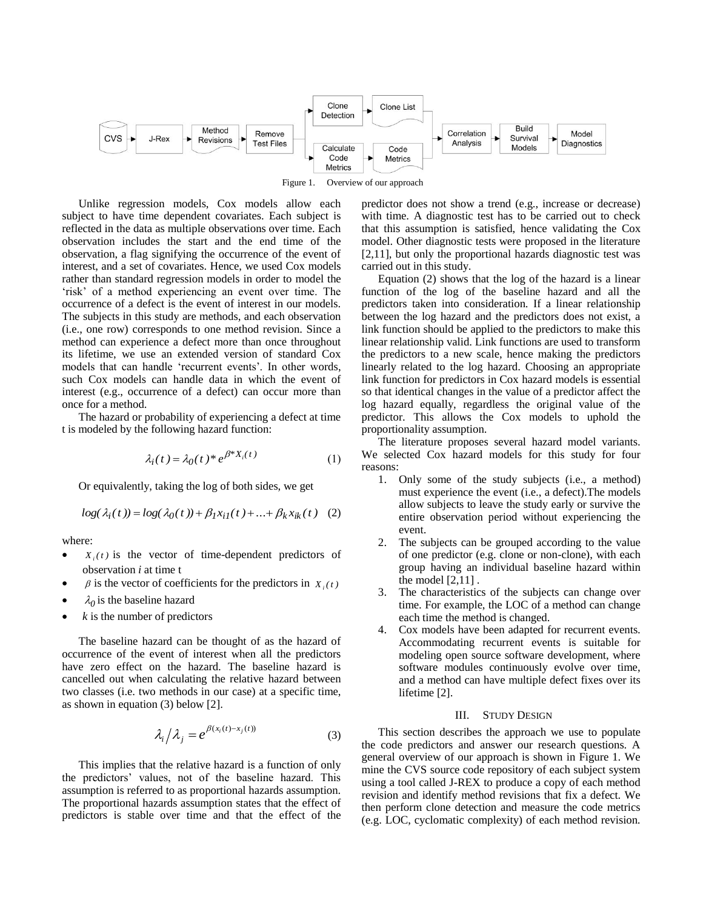CVS

J-Rex

Method Revisions

Remove Test Files

Clone Detection

Clone List

Calculate Code Metrics

Code Metrics

Correlation Analysis

Build Survival Models

Model Diagnostics

Figure 1. Overview of our approach

Unlike regression models, Cox models allow each subject to have time dependent covariates. Each subject is reflected in the data as multiple observations over time. Each observation includes the start and the end time of the observation, a flag signifying the occurrence of the event of interest, and a set of covariates. Hence, we used Cox models rather than standard regression models in order to model the 'risk' of a method experiencing an event over time. The occurrence of a defect is the event of interest in our models. The subjects in this study are methods, and each observation (i.e., one row) corresponds to one method revision. Since a method can experience a defect more than once throughout its lifetime, we use an extended version of standard Cox models that can handle 'recurrent events'. In other words, such Cox models can handle data in which the event of interest (e.g., occurrence of a defect) can occur more than once for a method.

The hazard or probability of experiencing a defect at time t is modeled by the following hazard function:

$$\lambda_i(t) = \lambda_0(t) * e^{\beta * X_i(t)} \quad (1)$$

Or equivalently, taking the log of both sides, we get

$$log(\lambda_i(t)) = log(\lambda_0(t)) + \beta_1 x_{i1}(t) + \ldots + \beta_k x_{ik}(t) \quad (2)$$

where:

- $X_i(t)$ is the vector of time-dependent predictors of observation *i* at time t
- $\beta$ is the vector of coefficients for the predictors in $X_i(t)$
- $\lambda_0$ is the baseline hazard
- *k* is the number of predictors

The baseline hazard can be thought of as the hazard of occurrence of the event of interest when all the predictors have zero effect on the hazard. The baseline hazard is cancelled out when calculating the relative hazard between two classes (i.e. two methods in our case) at a specific time, as shown in equation (3) below [2].

$$\lambda_i / \lambda_j = e^{\beta(x_i(t) - x_j(t))} \quad (3)$$

This implies that the relative hazard is a function of only the predictors' values, not of the baseline hazard. This assumption is referred to as proportional hazards assumption. The proportional hazards assumption states that the effect of predictors is stable over time and that the effect of the predictor does not show a trend (e.g., increase or decrease) with time. A diagnostic test has to be carried out to check that this assumption is satisfied, hence validating the Cox model. Other diagnostic tests were proposed in the literature [2,11], but only the proportional hazards diagnostic test was carried out in this study.

Equation (2) shows that the log of the hazard is a linear function of the log of the baseline hazard and all the predictors taken into consideration. If a linear relationship between the log hazard and the predictors does not exist, a link function should be applied to the predictors to make this linear relationship valid. Link functions are used to transform the predictors to a new scale, hence making the predictors linearly related to the log hazard. Choosing an appropriate link function for predictors in Cox hazard models is essential so that identical changes in the value of a predictor affect the log hazard equally, regardless the original value of the predictor. This allows the Cox models to uphold the proportionality assumption.

The literature proposes several hazard model variants. We selected Cox hazard models for this study for four reasons:

1. Only some of the study subjects (i.e., a method) must experience the event (i.e., a defect).The models allow subjects to leave the study early or survive the entire observation period without experiencing the event.
2. The subjects can be grouped according to the value of one predictor (e.g. clone or non-clone), with each group having an individual baseline hazard within the model [2,11] .
3. The characteristics of the subjects can change over time. For example, the LOC of a method can change each time the method is changed.
4. Cox models have been adapted for recurrent events. Accommodating recurrent events is suitable for modeling open source software development, where software modules continuously evolve over time, and a method can have multiple defect fixes over its lifetime [2].

## III. STUDY DESIGN

This section describes the approach we use to populate the code predictors and answer our research questions. A general overview of our approach is shown in Figure 1. We mine the CVS source code repository of each subject system using a tool called J-REX to produce a copy of each method revision and identify method revisions that fix a defect. We then perform clone detection and measure the code metrics (e.g. LOC, cyclomatic complexity) of each method revision.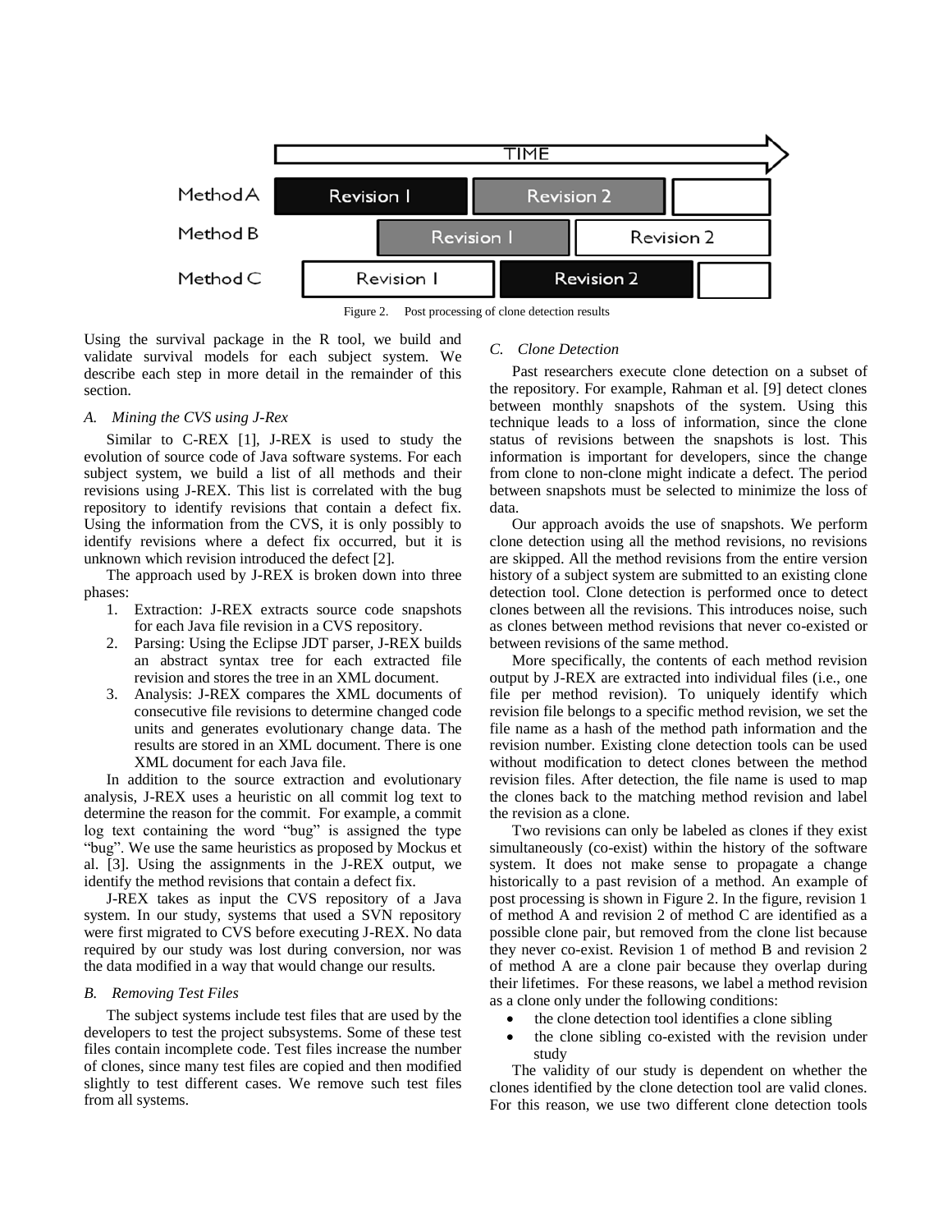TIME

Method A Revision 1 Revision 2

Method B Revision 1 Revision 2

Method C Revision 1 Revision 2

Figure 2. Post processing of clone detection results

Using the survival package in the R tool, we build and validate survival models for each subject system. We describe each step in more detail in the remainder of this section.

### A. Mining the CVS using J-Rex

Similar to C-REX [1], J-REX is used to study the evolution of source code of Java software systems. For each subject system, we build a list of all methods and their revisions using J-REX. This list is correlated with the bug repository to identify revisions that contain a defect fix. Using the information from the CVS, it is only possibly to identify revisions where a defect fix occurred, but it is unknown which revision introduced the defect [2].

The approach used by J-REX is broken down into three phases:

1. Extraction: J-REX extracts source code snapshots for each Java file revision in a CVS repository.
2. Parsing: Using the Eclipse JDT parser, J-REX builds an abstract syntax tree for each extracted file revision and stores the tree in an XML document.
3. Analysis: J-REX compares the XML documents of consecutive file revisions to determine changed code units and generates evolutionary change data. The results are stored in an XML document. There is one XML document for each Java file.

In addition to the source extraction and evolutionary analysis, J-REX uses a heuristic on all commit log text to determine the reason for the commit. For example, a commit log text containing the word "bug" is assigned the type "bug". We use the same heuristics as proposed by Mockus et al. [3]. Using the assignments in the J-REX output, we identify the method revisions that contain a defect fix.

J-REX takes as input the CVS repository of a Java system. In our study, systems that used a SVN repository were first migrated to CVS before executing J-REX. No data required by our study was lost during conversion, nor was the data modified in a way that would change our results.

### B. Removing Test Files

The subject systems include test files that are used by the developers to test the project subsystems. Some of these test files contain incomplete code. Test files increase the number of clones, since many test files are copied and then modified slightly to test different cases. We remove such test files from all systems.

### C. Clone Detection

Past researchers execute clone detection on a subset of the repository. For example, Rahman et al. [9] detect clones between monthly snapshots of the system. Using this technique leads to a loss of information, since the clone status of revisions between the snapshots is lost. This information is important for developers, since the change from clone to non-clone might indicate a defect. The period between snapshots must be selected to minimize the loss of data.

Our approach avoids the use of snapshots. We perform clone detection using all the method revisions, no revisions are skipped. All the method revisions from the entire version history of a subject system are submitted to an existing clone detection tool. Clone detection is performed once to detect clones between all the revisions. This introduces noise, such as clones between method revisions that never co-existed or between revisions of the same method.

More specifically, the contents of each method revision output by J-REX are extracted into individual files (i.e., one file per method revision). To uniquely identify which revision file belongs to a specific method revision, we set the file name as a hash of the method path information and the revision number. Existing clone detection tools can be used without modification to detect clones between the method revision files. After detection, the file name is used to map the clones back to the matching method revision and label the revision as a clone.

Two revisions can only be labeled as clones if they exist simultaneously (co-exist) within the history of the software system. It does not make sense to propagate a change historically to a past revision of a method. An example of post processing is shown in Figure 2. In the figure, revision 1 of method A and revision 2 of method C are identified as a possible clone pair, but removed from the clone list because they never co-exist. Revision 1 of method B and revision 2 of method A are a clone pair because they overlap during their lifetimes. For these reasons, we label a method revision as a clone only under the following conditions:

- the clone detection tool identifies a clone sibling
- the clone sibling co-existed with the revision under study

The validity of our study is dependent on whether the clones identified by the clone detection tool are valid clones. For this reason, we use two different clone detection tools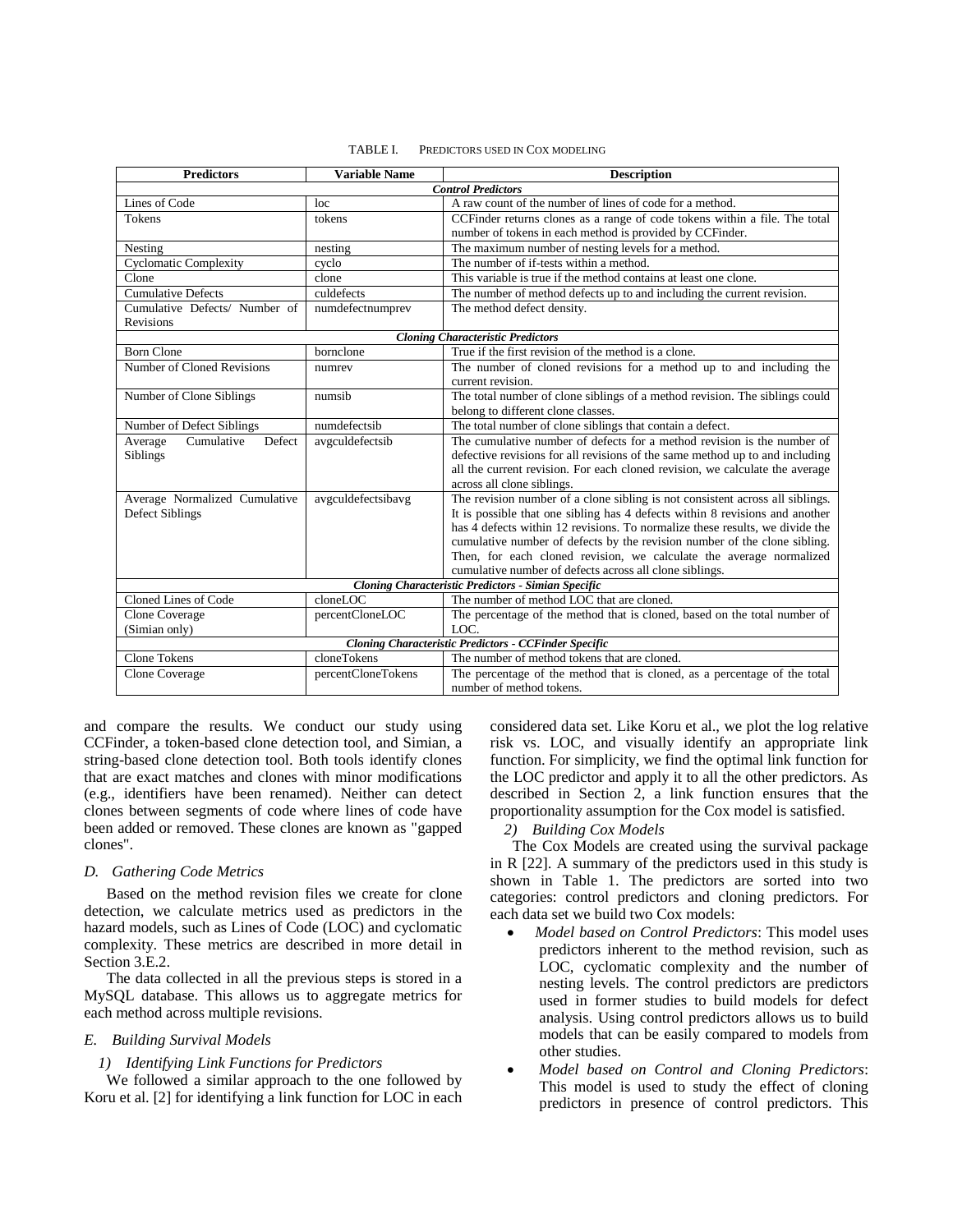TABLE I. PREDICTORS USED IN COX MODELING

| Predictors | Variable Name | Description |
|---|---|---|
| ***Control Predictors*** | | |
| Lines of Code | loc | A raw count of the number of lines of code for a method. |
| Tokens | tokens | CCFinder returns clones as a range of code tokens within a file. The total number of tokens in each method is provided by CCFinder. |
| Nesting | nesting | The maximum number of nesting levels for a method. |
| Cyclomatic Complexity | cyclo | The number of if-tests within a method. |
| Clone | clone | This variable is true if the method contains at least one clone. |
| Cumulative Defects | culdefects | The number of method defects up to and including the current revision. |
| Cumulative Defects/ Number of Revisions | numdefectnumprev | The method defect density. |
| ***Cloning Characteristic Predictors*** | | |
| Born Clone | bornclone | True if the first revision of the method is a clone. |
| Number of Cloned Revisions | numrev | The number of cloned revisions for a method up to and including the current revision. |
| Number of Clone Siblings | numsib | The total number of clone siblings of a method revision. The siblings could belong to different clone classes. |
| Number of Defect Siblings | numdefectsib | The total number of clone siblings that contain a defect. |
| Average Cumulative Defect Siblings | avgculdefectsib | The cumulative number of defects for a method revision is the number of defective revisions for all revisions of the same method up to and including all the current revision. For each cloned revision, we calculate the average across all clone siblings. |
| Average Normalized Cumulative Defect Siblings | avgculdefectsibavg | The revision number of a clone sibling is not consistent across all siblings. It is possible that one sibling has 4 defects within 8 revisions and another has 4 defects within 12 revisions. To normalize these results, we divide the cumulative number of defects by the revision number of the clone sibling. Then, for each cloned revision, we calculate the average normalized cumulative number of defects across all clone siblings. |
| ***Cloning Characteristic Predictors - Simian Specific*** | | |
| Cloned Lines of Code | cloneLOC | The number of method LOC that are cloned. |
| Clone Coverage (Simian only) | percentCloneLOC | The percentage of the method that is cloned, based on the total number of LOC. |
| ***Cloning Characteristic Predictors - CCFinder Specific*** | | |
| Clone Tokens | cloneTokens | The number of method tokens that are cloned. |
| Clone Coverage | percentCloneTokens | The percentage of the method that is cloned, as a percentage of the total number of method tokens. |

and compare the results. We conduct our study using CCFinder, a token-based clone detection tool, and Simian, a string-based clone detection tool. Both tools identify clones that are exact matches and clones with minor modifications (e.g., identifiers have been renamed). Neither can detect clones between segments of code where lines of code have been added or removed. These clones are known as "gapped clones".

### D. Gathering Code Metrics

Based on the method revision files we create for clone detection, we calculate metrics used as predictors in the hazard models, such as Lines of Code (LOC) and cyclomatic complexity. These metrics are described in more detail in Section 3.E.2.

The data collected in all the previous steps is stored in a MySQL database. This allows us to aggregate metrics for each method across multiple revisions.

### E. Building Survival Models

#### 1) Identifying Link Functions for Predictors

We followed a similar approach to the one followed by Koru et al. [2] for identifying a link function for LOC in each considered data set. Like Koru et al., we plot the log relative risk vs. LOC, and visually identify an appropriate link function. For simplicity, we find the optimal link function for the LOC predictor and apply it to all the other predictors. As described in Section 2, a link function ensures that the proportionality assumption for the Cox model is satisfied.

#### 2) Building Cox Models

The Cox Models are created using the survival package in R [22]. A summary of the predictors used in this study is shown in Table 1. The predictors are sorted into two categories: control predictors and cloning predictors. For each data set we build two Cox models:

- *Model based on Control Predictors*: This model uses predictors inherent to the method revision, such as LOC, cyclomatic complexity and the number of nesting levels. The control predictors are predictors used in former studies to build models for defect analysis. Using control predictors allows us to build models that can be easily compared to models from other studies.
- *Model based on Control and Cloning Predictors*: This model is used to study the effect of cloning predictors in presence of control predictors. This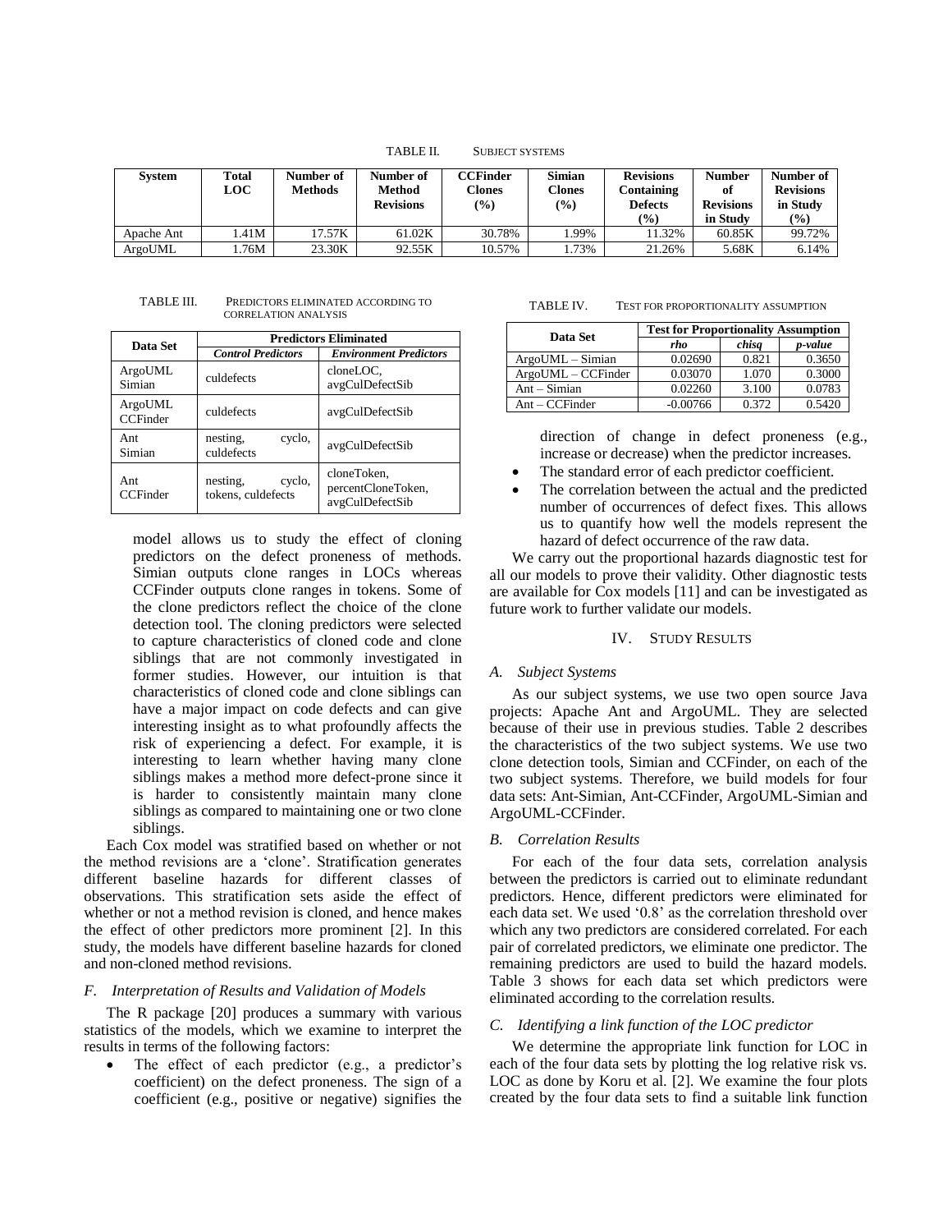TABLE II. SUBJECT SYSTEMS

| System | Total LOC | Number of Methods | Number of Method Revisions | CCFinder Clones (%) | Simian Clones (%) | Revisions Containing Defects (%) | Number of Revisions in Study | Number of Revisions in Study (%) |
|---|---|---|---|---|---|---|---|---|
| Apache Ant | 1.41M | 17.57K | 61.02K | 30.78% | 1.99% | 11.32% | 60.85K | 99.72% |
| ArgoUML | 1.76M | 23.30K | 92.55K | 10.57% | 1.73% | 21.26% | 5.68K | 6.14% |

TABLE III. PREDICTORS ELIMINATED ACCORDING TO CORRELATION ANALYSIS

| Data Set | Predictors Eliminated | |
|---|---|---|
| | *Control Predictors* | *Environment Predictors* |
| ArgoUML Simian | culdefects | cloneLOC, avgCulDefectSib |
| ArgoUML CCFinder | culdefects | avgCulDefectSib |
| Ant Simian | nesting, cyclo, culdefects | avgCulDefectSib |
| Ant CCFinder | nesting, cyclo, tokens, culdefects | cloneToken, percentCloneToken, avgCulDefectSib |

model allows us to study the effect of cloning predictors on the defect proneness of methods. Simian outputs clone ranges in LOCs whereas CCFinder outputs clone ranges in tokens. Some of the clone predictors reflect the choice of the clone detection tool. The cloning predictors were selected to capture characteristics of cloned code and clone siblings that are not commonly investigated in former studies. However, our intuition is that characteristics of cloned code and clone siblings can have a major impact on code defects and can give interesting insight as to what profoundly affects the risk of experiencing a defect. For example, it is interesting to learn whether having many clone siblings makes a method more defect-prone since it is harder to consistently maintain many clone siblings as compared to maintaining one or two clone siblings.

Each Cox model was stratified based on whether or not the method revisions are a 'clone'. Stratification generates different baseline hazards for different classes of observations. This stratification sets aside the effect of whether or not a method revision is cloned, and hence makes the effect of other predictors more prominent [2]. In this study, the models have different baseline hazards for cloned and non-cloned method revisions.

### F. Interpretation of Results and Validation of Models

The R package [20] produces a summary with various statistics of the models, which we examine to interpret the results in terms of the following factors:

- The effect of each predictor (e.g., a predictor's coefficient) on the defect proneness. The sign of a coefficient (e.g., positive or negative) signifies the direction of change in defect proneness (e.g., increase or decrease) when the predictor increases.
- The standard error of each predictor coefficient.
- The correlation between the actual and the predicted number of occurrences of defect fixes. This allows us to quantify how well the models represent the hazard of defect occurrence of the raw data.

We carry out the proportional hazards diagnostic test for all our models to prove their validity. Other diagnostic tests are available for Cox models [11] and can be investigated as future work to further validate our models.

TABLE IV. TEST FOR PROPORTIONALITY ASSUMPTION

| Data Set | Test for Proportionality Assumption | | |
|---|---|---|---|
| | *rho* | *chisq* | *p-value* |
| ArgoUML – Simian | 0.02690 | 0.821 | 0.3650 |
| ArgoUML – CCFinder | 0.03070 | 1.070 | 0.3000 |
| Ant – Simian | 0.02260 | 3.100 | 0.0783 |
| Ant – CCFinder | -0.00766 | 0.372 | 0.5420 |

## IV. STUDY RESULTS

### A. Subject Systems

As our subject systems, we use two open source Java projects: Apache Ant and ArgoUML. They are selected because of their use in previous studies. Table 2 describes the characteristics of the two subject systems. We use two clone detection tools, Simian and CCFinder, on each of the two subject systems. Therefore, we build models for four data sets: Ant-Simian, Ant-CCFinder, ArgoUML-Simian and ArgoUML-CCFinder.

### B. Correlation Results

For each of the four data sets, correlation analysis between the predictors is carried out to eliminate redundant predictors. Hence, different predictors were eliminated for each data set. We used '0.8' as the correlation threshold over which any two predictors are considered correlated. For each pair of correlated predictors, we eliminate one predictor. The remaining predictors are used to build the hazard models. Table 3 shows for each data set which predictors were eliminated according to the correlation results.

### C. Identifying a link function of the LOC predictor

We determine the appropriate link function for LOC in each of the four data sets by plotting the log relative risk vs. LOC as done by Koru et al. [2]. We examine the four plots created by the four data sets to find a suitable link function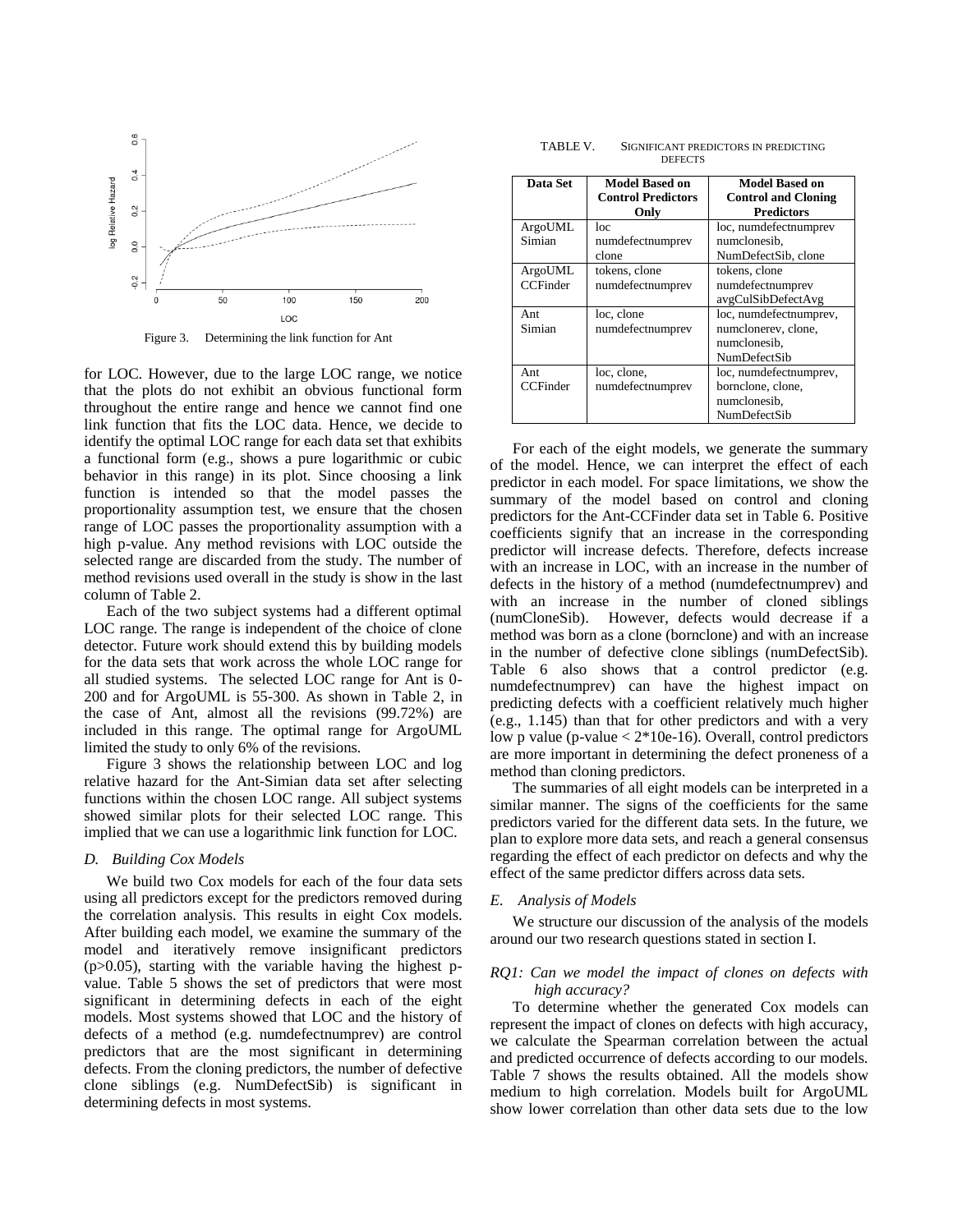log Relative Hazard

0.6
0.4
0.2
0.0
-0.2

0 50 100 150 200

LOC

Figure 3. Determining the link function for Ant

for LOC. However, due to the large LOC range, we notice that the plots do not exhibit an obvious functional form throughout the entire range and hence we cannot find one link function that fits the LOC data. Hence, we decide to identify the optimal LOC range for each data set that exhibits a functional form (e.g., shows a pure logarithmic or cubic behavior in this range) in its plot. Since choosing a link function is intended so that the model passes the proportionality assumption test, we ensure that the chosen range of LOC passes the proportionality assumption with a high p-value. Any method revisions with LOC outside the selected range are discarded from the study. The number of method revisions used overall in the study is show in the last column of Table 2.

Each of the two subject systems had a different optimal LOC range. The range is independent of the choice of clone detector. Future work should extend this by building models for the data sets that work across the whole LOC range for all studied systems. The selected LOC range for Ant is 0-200 and for ArgoUML is 55-300. As shown in Table 2, in the case of Ant, almost all the revisions (99.72%) are included in this range. The optimal range for ArgoUML limited the study to only 6% of the revisions.

Figure 3 shows the relationship between LOC and log relative hazard for the Ant-Simian data set after selecting functions within the chosen LOC range. All subject systems showed similar plots for their selected LOC range. This implied that we can use a logarithmic link function for LOC.

### D. Building Cox Models

We build two Cox models for each of the four data sets using all predictors except for the predictors removed during the correlation analysis. This results in eight Cox models. After building each model, we examine the summary of the model and iteratively remove insignificant predictors ($p>0.05$), starting with the variable having the highest p-value. Table 5 shows the set of predictors that were most significant in determining defects in each of the eight models. Most systems showed that LOC and the history of defects of a method (e.g. numdefectnumprev) are control predictors that are the most significant in determining defects. From the cloning predictors, the number of defective clone siblings (e.g. NumDefectSib) is significant in determining defects in most systems.

TABLE V. SIGNIFICANT PREDICTORS IN PREDICTING DEFECTS

| Data Set | Model Based on Control Predictors Only | Model Based on Control and Cloning Predictors |
|---|---|---|
| ArgoUML Simian | loc numdefectnumprev clone | loc, numdefectnumprev numclonesib, NumDefectSib, clone |
| ArgoUML CCFinder | tokens, clone numdefectnumprev | tokens, clone numdefectnumprev avgCulSibDefectAvg |
| Ant Simian | loc, clone numdefectnumprev | loc, numdefectnumprev, numclonerev, clone, numclonesib, NumDefectSib |
| Ant CCFinder | loc, clone, numdefectnumprev | loc, numdefectnumprev, bornclone, clone, numclonesib, NumDefectSib |

For each of the eight models, we generate the summary of the model. Hence, we can interpret the effect of each predictor in each model. For space limitations, we show the summary of the model based on control and cloning predictors for the Ant-CCFinder data set in Table 6. Positive coefficients signify that an increase in the corresponding predictor will increase defects. Therefore, defects increase with an increase in LOC, with an increase in the number of defects in the history of a method (numdefectnumprev) and with an increase in the number of cloned siblings (numCloneSib). However, defects would decrease if a method was born as a clone (bornclone) and with an increase in the number of defective clone siblings (numDefectSib). Table 6 also shows that a control predictor (e.g. numdefectnumprev) can have the highest impact on predicting defects with a coefficient relatively much higher (e.g., 1.145) than that for other predictors and with a very low p value (p-value < 2*10e-16). Overall, control predictors are more important in determining the defect proneness of a method than cloning predictors.

The summaries of all eight models can be interpreted in a similar manner. The signs of the coefficients for the same predictors varied for the different data sets. In the future, we plan to explore more data sets, and reach a general consensus regarding the effect of each predictor on defects and why the effect of the same predictor differs across data sets.

### E. Analysis of Models

We structure our discussion of the analysis of the models around our two research questions stated in section I.

#### *RQ1: Can we model the impact of clones on defects with high accuracy?*

To determine whether the generated Cox models can represent the impact of clones on defects with high accuracy, we calculate the Spearman correlation between the actual and predicted occurrence of defects according to our models. Table 7 shows the results obtained. All the models show medium to high correlation. Models built for ArgoUML show lower correlation than other data sets due to the low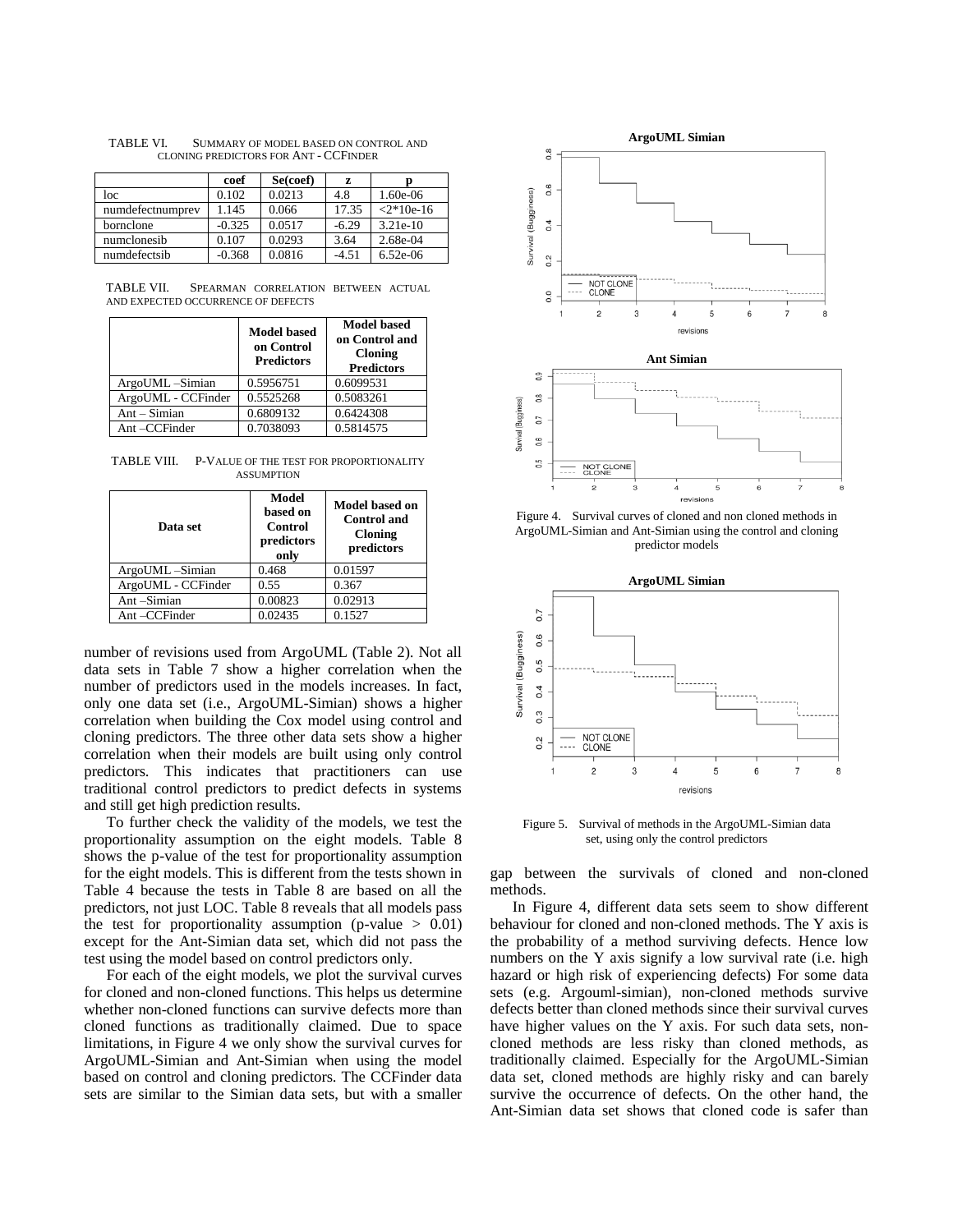TABLE VI. SUMMARY OF MODEL BASED ON CONTROL AND CLONING PREDICTORS FOR ANT - CCFINDER

| | coef | Se(coef) | z | p |
|---|---|---|---|---|
| loc | 0.102 | 0.0213 | 4.8 | 1.60e-06 |
| numdefectnumprev | 1.145 | 0.066 | 17.35 | <2*10e-16 |
| bornclone | -0.325 | 0.0517 | -6.29 | 3.21e-10 |
| numclonesib | 0.107 | 0.0293 | 3.64 | 2.68e-04 |
| numdefectsib | -0.368 | 0.0816 | -4.51 | 6.52e-06 |

TABLE VII. SPEARMAN CORRELATION BETWEEN ACTUAL AND EXPECTED OCCURRENCE OF DEFECTS

| | Model based on Control Predictors | Model based on Control and Cloning Predictors |
|---|---|---|
| ArgoUML –Simian | 0.5956751 | 0.6099531 |
| ArgoUML - CCFinder | 0.5525268 | 0.5083261 |
| Ant – Simian | 0.6809132 | 0.6424308 |
| Ant –CCFinder | 0.7038093 | 0.5814575 |

TABLE VIII. P-VALUE OF THE TEST FOR PROPORTIONALITY ASSUMPTION

| Data set | Model based on Control predictors only | Model based on Control and Cloning predictors |
|---|---|---|
| ArgoUML –Simian | 0.468 | 0.01597 |
| ArgoUML - CCFinder | 0.55 | 0.367 |
| Ant –Simian | 0.00823 | 0.02913 |
| Ant –CCFinder | 0.02435 | 0.1527 |

number of revisions used from ArgoUML (Table 2). Not all data sets in Table 7 show a higher correlation when the number of predictors used in the models increases. In fact, only one data set (i.e., ArgoUML-Simian) shows a higher correlation when building the Cox model using control and cloning predictors. The three other data sets show a higher correlation when their models are built using only control predictors. This indicates that practitioners can use traditional control predictors to predict defects in systems and still get high prediction results.

To further check the validity of the models, we test the proportionality assumption on the eight models. Table 8 shows the p-value of the test for proportionality assumption for the eight models. This is different from the tests shown in Table 4 because the tests in Table 8 are based on all the predictors, not just LOC. Table 8 reveals that all models pass the test for proportionality assumption (p-value > 0.01) except for the Ant-Simian data set, which did not pass the test using the model based on control predictors only.

For each of the eight models, we plot the survival curves for cloned and non-cloned functions. This helps us determine whether non-cloned functions can survive defects more than cloned functions as traditionally claimed. Due to space limitations, in Figure 4 we only show the survival curves for ArgoUML-Simian and Ant-Simian when using the model based on control and cloning predictors. The CCFinder data sets are similar to the Simian data sets, but with a smaller

ArgoUML Simian

Survival (Bugginess)

0.0
0.2
0.4
0.6
0.8

NOT CLONE
CLONE

1 2 3 4 5 6 7 8

revisions

Ant Simian

Survival (Bugginess)

0.5
0.6
0.7
0.8
0.9

NOT CLONE
CLONE

1 2 3 4 5 6 7 8

revisions

Figure 4. Survival curves of cloned and non cloned methods in ArgoUML-Simian and Ant-Simian using the control and cloning predictor models

ArgoUML Simian

Survival (Bugginess)

0.2
0.3
0.4
0.5
0.6
0.7

NOT CLONE
CLONE

1 2 3 4 5 6 7 8

revisions

Figure 5. Survival of methods in the ArgoUML-Simian data set, using only the control predictors

gap between the survivals of cloned and non-cloned methods.

In Figure 4, different data sets seem to show different behaviour for cloned and non-cloned methods. The Y axis is the probability of a method surviving defects. Hence low numbers on the Y axis signify a low survival rate (i.e. high hazard or high risk of experiencing defects) For some data sets (e.g. Argouml-simian), non-cloned methods survive defects better than cloned methods since their survival curves have higher values on the Y axis. For such data sets, non-cloned methods are less risky than cloned methods, as traditionally claimed. Especially for the ArgoUML-Simian data set, cloned methods are highly risky and can barely survive the occurrence of defects. On the other hand, the Ant-Simian data set shows that cloned code is safer than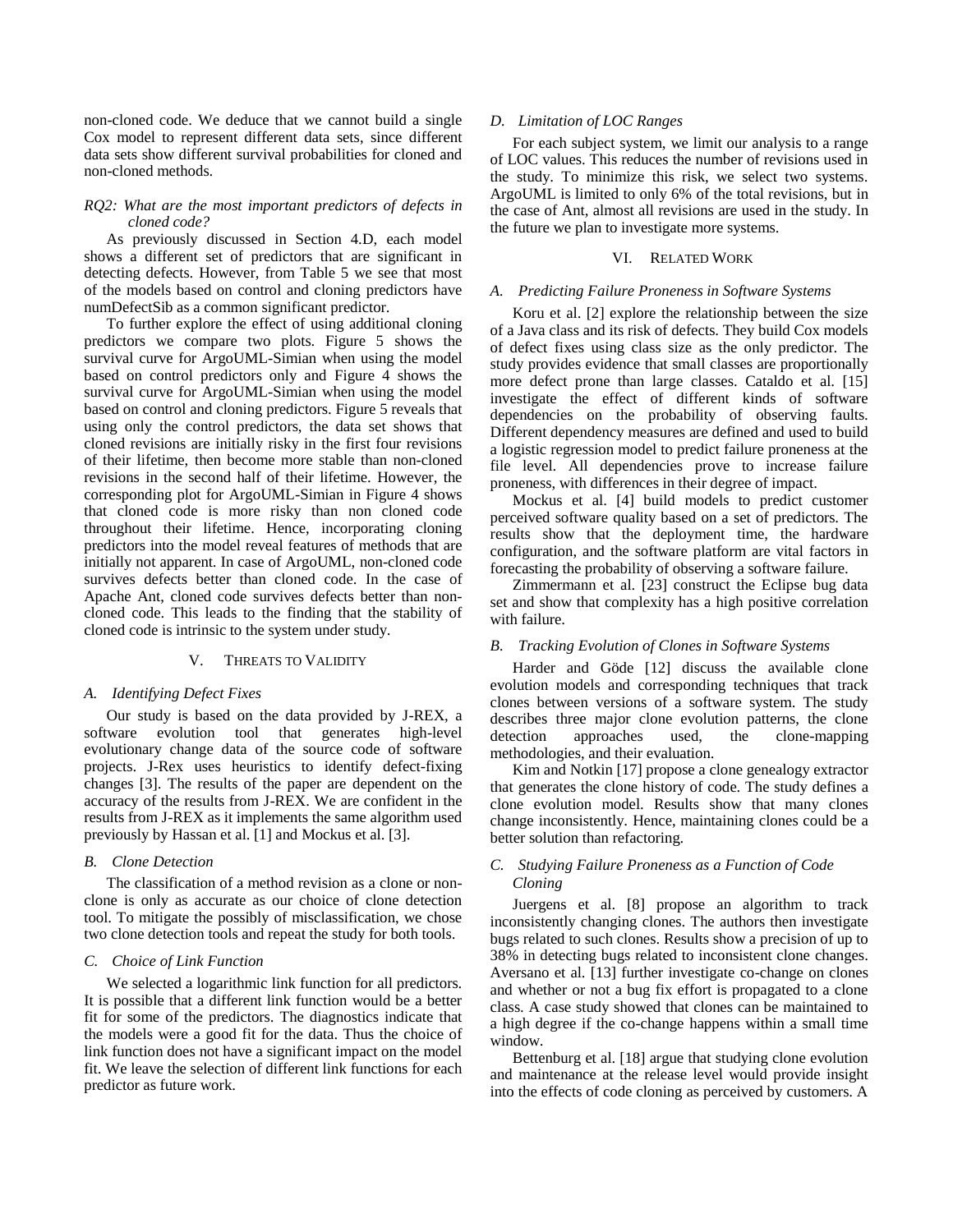non-cloned code. We deduce that we cannot build a single Cox model to represent different data sets, since different data sets show different survival probabilities for cloned and non-cloned methods.

*RQ2: What are the most important predictors of defects in cloned code?*

As previously discussed in Section 4.D, each model shows a different set of predictors that are significant in detecting defects. However, from Table 5 we see that most of the models based on control and cloning predictors have numDefectSib as a common significant predictor.

To further explore the effect of using additional cloning predictors we compare two plots. Figure 5 shows the survival curve for ArgoUML-Simian when using the model based on control predictors only and Figure 4 shows the survival curve for ArgoUML-Simian when using the model based on control and cloning predictors. Figure 5 reveals that using only the control predictors, the data set shows that cloned revisions are initially risky in the first four revisions of their lifetime, then become more stable than non-cloned revisions in the second half of their lifetime. However, the corresponding plot for ArgoUML-Simian in Figure 4 shows that cloned code is more risky than non cloned code throughout their lifetime. Hence, incorporating cloning predictors into the model reveal features of methods that are initially not apparent. In case of ArgoUML, non-cloned code survives defects better than cloned code. In the case of Apache Ant, cloned code survives defects better than non-cloned code. This leads to the finding that the stability of cloned code is intrinsic to the system under study.

## V. THREATS TO VALIDITY

### A. Identifying Defect Fixes

Our study is based on the data provided by J-REX, a software evolution tool that generates high-level evolutionary change data of the source code of software projects. J-Rex uses heuristics to identify defect-fixing changes [3]. The results of the paper are dependent on the accuracy of the results from J-REX. We are confident in the results from J-REX as it implements the same algorithm used previously by Hassan et al. [1] and Mockus et al. [3].

### B. Clone Detection

The classification of a method revision as a clone or non-clone is only as accurate as our choice of clone detection tool. To mitigate the possibly of misclassification, we chose two clone detection tools and repeat the study for both tools.

### C. Choice of Link Function

We selected a logarithmic link function for all predictors. It is possible that a different link function would be a better fit for some of the predictors. The diagnostics indicate that the models were a good fit for the data. Thus the choice of link function does not have a significant impact on the model fit. We leave the selection of different link functions for each predictor as future work.

### D. Limitation of LOC Ranges

For each subject system, we limit our analysis to a range of LOC values. This reduces the number of revisions used in the study. To minimize this risk, we select two systems. ArgoUML is limited to only 6% of the total revisions, but in the case of Ant, almost all revisions are used in the study. In the future we plan to investigate more systems.

## VI. RELATED WORK

### A. Predicting Failure Proneness in Software Systems

Koru et al. [2] explore the relationship between the size of a Java class and its risk of defects. They build Cox models of defect fixes using class size as the only predictor. The study provides evidence that small classes are proportionally more defect prone than large classes. Cataldo et al. [15] investigate the effect of different kinds of software dependencies on the probability of observing faults. Different dependency measures are defined and used to build a logistic regression model to predict failure proneness at the file level. All dependencies prove to increase failure proneness, with differences in their degree of impact.

Mockus et al. [4] build models to predict customer perceived software quality based on a set of predictors. The results show that the deployment time, the hardware configuration, and the software platform are vital factors in forecasting the probability of observing a software failure.

Zimmermann et al. [23] construct the Eclipse bug data set and show that complexity has a high positive correlation with failure.

### B. Tracking Evolution of Clones in Software Systems

Harder and Göde [12] discuss the available clone evolution models and corresponding techniques that track clones between versions of a software system. The study describes three major clone evolution patterns, the clone detection approaches used, the clone-mapping methodologies, and their evaluation.

Kim and Notkin [17] propose a clone genealogy extractor that generates the clone history of code. The study defines a clone evolution model. Results show that many clones change inconsistently. Hence, maintaining clones could be a better solution than refactoring.

### C. Studying Failure Proneness as a Function of Code Cloning

Juergens et al. [8] propose an algorithm to track inconsistently changing clones. The authors then investigate bugs related to such clones. Results show a precision of up to 38% in detecting bugs related to inconsistent clone changes. Aversano et al. [13] further investigate co-change on clones and whether or not a bug fix effort is propagated to a clone class. A case study showed that clones can be maintained to a high degree if the co-change happens within a small time window.

Bettenburg et al. [18] argue that studying clone evolution and maintenance at the release level would provide insight into the effects of code cloning as perceived by customers. A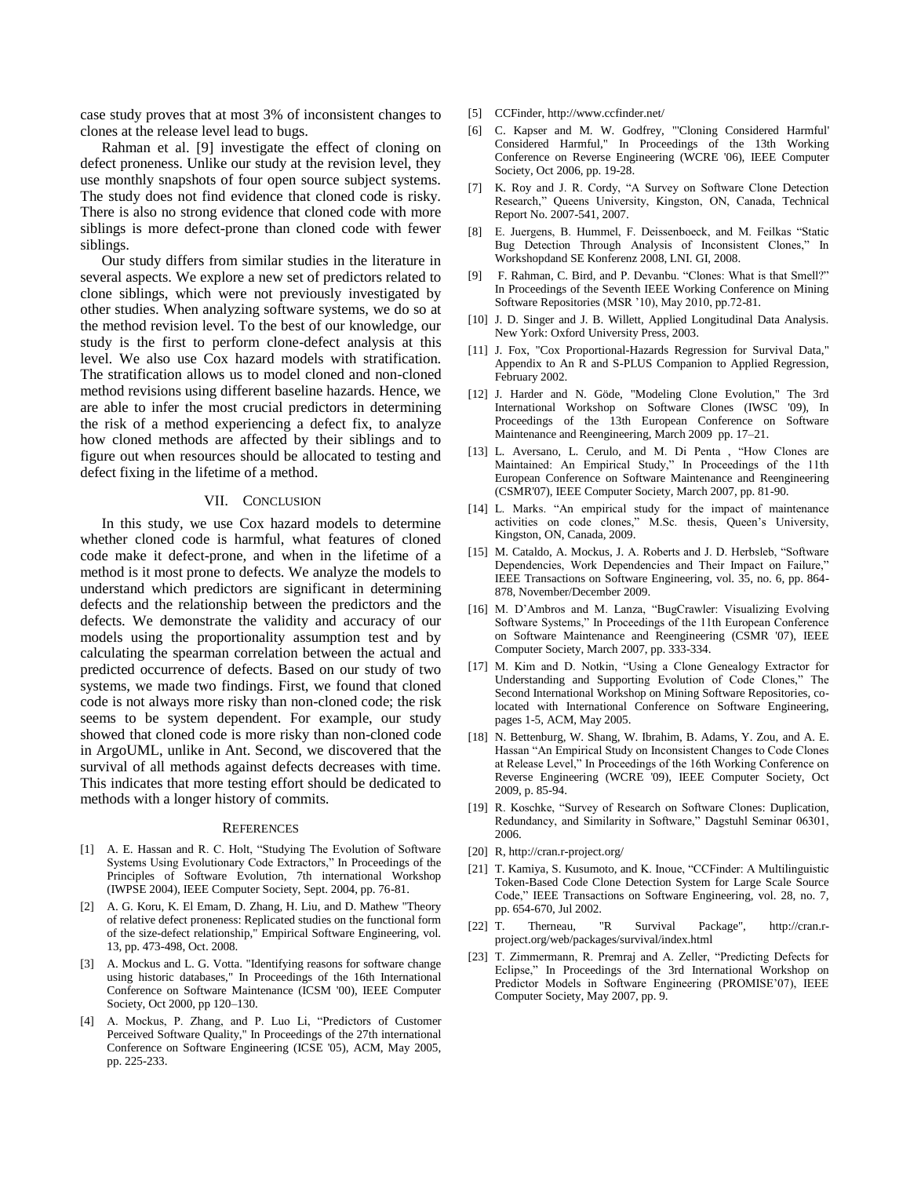case study proves that at most 3% of inconsistent changes to clones at the release level lead to bugs.

Rahman et al. [9] investigate the effect of cloning on defect proneness. Unlike our study at the revision level, they use monthly snapshots of four open source subject systems. The study does not find evidence that cloned code is risky. There is also no strong evidence that cloned code with more siblings is more defect-prone than cloned code with fewer siblings.

Our study differs from similar studies in the literature in several aspects. We explore a new set of predictors related to clone siblings, which were not previously investigated by other studies. When analyzing software systems, we do so at the method revision level. To the best of our knowledge, our study is the first to perform clone-defect analysis at this level. We also use Cox hazard models with stratification. The stratification allows us to model cloned and non-cloned method revisions using different baseline hazards. Hence, we are able to infer the most crucial predictors in determining the risk of a method experiencing a defect fix, to analyze how cloned methods are affected by their siblings and to figure out when resources should be allocated to testing and defect fixing in the lifetime of a method.

## VII. Conclusion

In this study, we use Cox hazard models to determine whether cloned code is harmful, what features of cloned code make it defect-prone, and when in the lifetime of a method is it most prone to defects. We analyze the models to understand which predictors are significant in determining defects and the relationship between the predictors and the defects. We demonstrate the validity and accuracy of our models using the proportionality assumption test and by calculating the spearman correlation between the actual and predicted occurrence of defects. Based on our study of two systems, we made two findings. First, we found that cloned code is not always more risky than non-cloned code; the risk seems to be system dependent. For example, our study showed that cloned code is more risky than non-cloned code in ArgoUML, unlike in Ant. Second, we discovered that the survival of all methods against defects decreases with time. This indicates that more testing effort should be dedicated to methods with a longer history of commits.

## References

[1] A. E. Hassan and R. C. Holt, "Studying The Evolution of Software Systems Using Evolutionary Code Extractors," In Proceedings of the Principles of Software Evolution, 7th international Workshop (IWPSE 2004), IEEE Computer Society, Sept. 2004, pp. 76-81.

[2] A. G. Koru, K. El Emam, D. Zhang, H. Liu, and D. Mathew "Theory of relative defect proneness: Replicated studies on the functional form of the size-defect relationship," Empirical Software Engineering, vol. 13, pp. 473-498, Oct. 2008.

[3] A. Mockus and L. G. Votta. "Identifying reasons for software change using historic databases," In Proceedings of the 16th International Conference on Software Maintenance (ICSM '00), IEEE Computer Society, Oct 2000, pp 120–130.

[4] A. Mockus, P. Zhang, and P. Luo Li, "Predictors of Customer Perceived Software Quality," In Proceedings of the 27th international Conference on Software Engineering (ICSE '05), ACM, May 2005, pp. 225-233.

[5] CCFinder, http://www.ccfinder.net/

[6] C. Kapser and M. W. Godfrey, "'Cloning Considered Harmful' Considered Harmful," In Proceedings of the 13th Working Conference on Reverse Engineering (WCRE '06), IEEE Computer Society, Oct 2006, pp. 19-28.

[7] K. Roy and J. R. Cordy, "A Survey on Software Clone Detection Research," Queens University, Kingston, ON, Canada, Technical Report No. 2007-541, 2007.

[8] E. Juergens, B. Hummel, F. Deissenboeck, and M. Feilkas "Static Bug Detection Through Analysis of Inconsistent Clones," In Workshopdand SE Konferenz 2008, LNI. GI, 2008.

[9] F. Rahman, C. Bird, and P. Devanbu. "Clones: What is that Smell?" In Proceedings of the Seventh IEEE Working Conference on Mining Software Repositories (MSR '10), May 2010, pp.72-81.

[10] J. D. Singer and J. B. Willett, Applied Longitudinal Data Analysis. New York: Oxford University Press, 2003.

[11] J. Fox, "Cox Proportional-Hazards Regression for Survival Data," Appendix to An R and S-PLUS Companion to Applied Regression, February 2002.

[12] J. Harder and N. Göde, "Modeling Clone Evolution," The 3rd International Workshop on Software Clones (IWSC '09), In Proceedings of the 13th European Conference on Software Maintenance and Reengineering, March 2009 pp. 17–21.

[13] L. Aversano, L. Cerulo, and M. Di Penta , "How Clones are Maintained: An Empirical Study," In Proceedings of the 11th European Conference on Software Maintenance and Reengineering (CSMR'07), IEEE Computer Society, March 2007, pp. 81-90.

[14] L. Marks. "An empirical study for the impact of maintenance activities on code clones," M.Sc. thesis, Queen's University, Kingston, ON, Canada, 2009.

[15] M. Cataldo, A. Mockus, J. A. Roberts and J. D. Herbsleb, "Software Dependencies, Work Dependencies and Their Impact on Failure," IEEE Transactions on Software Engineering, vol. 35, no. 6, pp. 864-878, November/December 2009.

[16] M. D'Ambros and M. Lanza, "BugCrawler: Visualizing Evolving Software Systems," In Proceedings of the 11th European Conference on Software Maintenance and Reengineering (CSMR '07), IEEE Computer Society, March 2007, pp. 333-334.

[17] M. Kim and D. Notkin, "Using a Clone Genealogy Extractor for Understanding and Supporting Evolution of Code Clones," The Second International Workshop on Mining Software Repositories, co-located with International Conference on Software Engineering, pages 1-5, ACM, May 2005.

[18] N. Bettenburg, W. Shang, W. Ibrahim, B. Adams, Y. Zou, and A. E. Hassan "An Empirical Study on Inconsistent Changes to Code Clones at Release Level," In Proceedings of the 16th Working Conference on Reverse Engineering (WCRE '09), IEEE Computer Society, Oct 2009, p. 85-94.

[19] R. Koschke, "Survey of Research on Software Clones: Duplication, Redundancy, and Similarity in Software," Dagstuhl Seminar 06301, 2006.

[20] R, http://cran.r-project.org/

[21] T. Kamiya, S. Kusumoto, and K. Inoue, "CCFinder: A Multilinguistic Token-Based Code Clone Detection System for Large Scale Source Code," IEEE Transactions on Software Engineering, vol. 28, no. 7, pp. 654-670, Jul 2002.

[22] T. Therneau, "R Survival Package", http://cran.r-project.org/web/packages/survival/index.html

[23] T. Zimmermann, R. Premraj and A. Zeller, "Predicting Defects for Eclipse," In Proceedings of the 3rd International Workshop on Predictor Models in Software Engineering (PROMISE'07), IEEE Computer Society, May 2007, pp. 9.